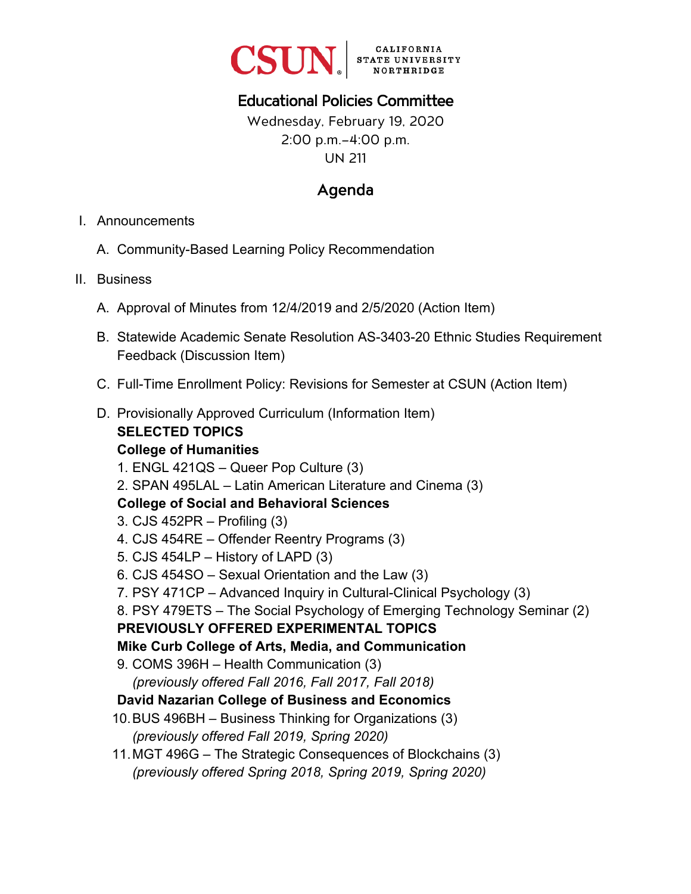CSUN | CALIFORNIA STATE UNIVERSITY NORTHRIDGE

# Educational Policies Committee

Wednesday, February 19, 2020
2:00 p.m.–4:00 p.m.
UN 211

## Agenda

I. Announcements

   A. Community-Based Learning Policy Recommendation

II. Business

   A. Approval of Minutes from 12/4/2019 and 2/5/2020 (Action Item)

   B. Statewide Academic Senate Resolution AS-3403-20 Ethnic Studies Requirement Feedback (Discussion Item)

   C. Full-Time Enrollment Policy: Revisions for Semester at CSUN (Action Item)

   D. Provisionally Approved Curriculum (Information Item)

   **SELECTED TOPICS**

   **College of Humanities**

   1. ENGL 421QS – Queer Pop Culture (3)
   2. SPAN 495LAL – Latin American Literature and Cinema (3)

   **College of Social and Behavioral Sciences**

   3. CJS 452PR – Profiling (3)
   4. CJS 454RE – Offender Reentry Programs (3)
   5. CJS 454LP – History of LAPD (3)
   6. CJS 454SO – Sexual Orientation and the Law (3)
   7. PSY 471CP – Advanced Inquiry in Cultural-Clinical Psychology (3)
   8. PSY 479ETS – The Social Psychology of Emerging Technology Seminar (2)

   **PREVIOUSLY OFFERED EXPERIMENTAL TOPICS**

   **Mike Curb College of Arts, Media, and Communication**

   9. COMS 396H – Health Communication (3)
      *(previously offered Fall 2016, Fall 2017, Fall 2018)*

   **David Nazarian College of Business and Economics**

   10. BUS 496BH – Business Thinking for Organizations (3)
       *(previously offered Fall 2019, Spring 2020)*
   11. MGT 496G – The Strategic Consequences of Blockchains (3)
       *(previously offered Spring 2018, Spring 2019, Spring 2020)*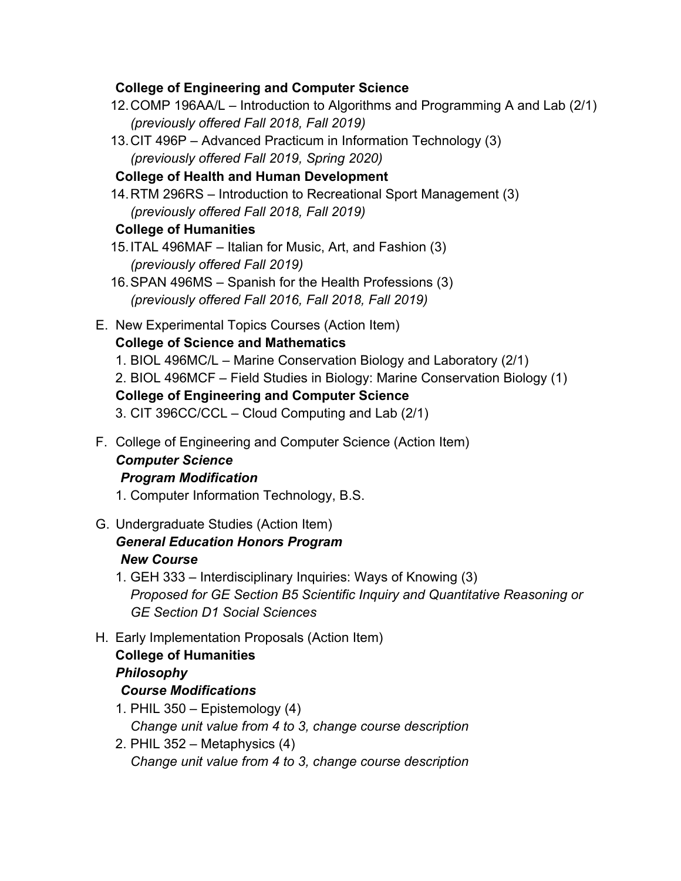**College of Engineering and Computer Science**

12. COMP 196AA/L – Introduction to Algorithms and Programming A and Lab (2/1)
    *(previously offered Fall 2018, Fall 2019)*
13. CIT 496P – Advanced Practicum in Information Technology (3)
    *(previously offered Fall 2019, Spring 2020)*

**College of Health and Human Development**

14. RTM 296RS – Introduction to Recreational Sport Management (3)
    *(previously offered Fall 2018, Fall 2019)*

**College of Humanities**

15. ITAL 496MAF – Italian for Music, Art, and Fashion (3)
    *(previously offered Fall 2019)*
16. SPAN 496MS – Spanish for the Health Professions (3)
    *(previously offered Fall 2016, Fall 2018, Fall 2019)*

E. New Experimental Topics Courses (Action Item)

**College of Science and Mathematics**

1. BIOL 496MC/L – Marine Conservation Biology and Laboratory (2/1)
2. BIOL 496MCF – Field Studies in Biology: Marine Conservation Biology (1)

**College of Engineering and Computer Science**

3. CIT 396CC/CCL – Cloud Computing and Lab (2/1)

F. College of Engineering and Computer Science (Action Item)

***Computer Science***

***Program Modification***

1. Computer Information Technology, B.S.

G. Undergraduate Studies (Action Item)

***General Education Honors Program***

***New Course***

1. GEH 333 – Interdisciplinary Inquiries: Ways of Knowing (3)
   *Proposed for GE Section B5 Scientific Inquiry and Quantitative Reasoning or GE Section D1 Social Sciences*

H. Early Implementation Proposals (Action Item)

**College of Humanities**

***Philosophy***

***Course Modifications***

1. PHIL 350 – Epistemology (4)
   *Change unit value from 4 to 3, change course description*
2. PHIL 352 – Metaphysics (4)
   *Change unit value from 4 to 3, change course description*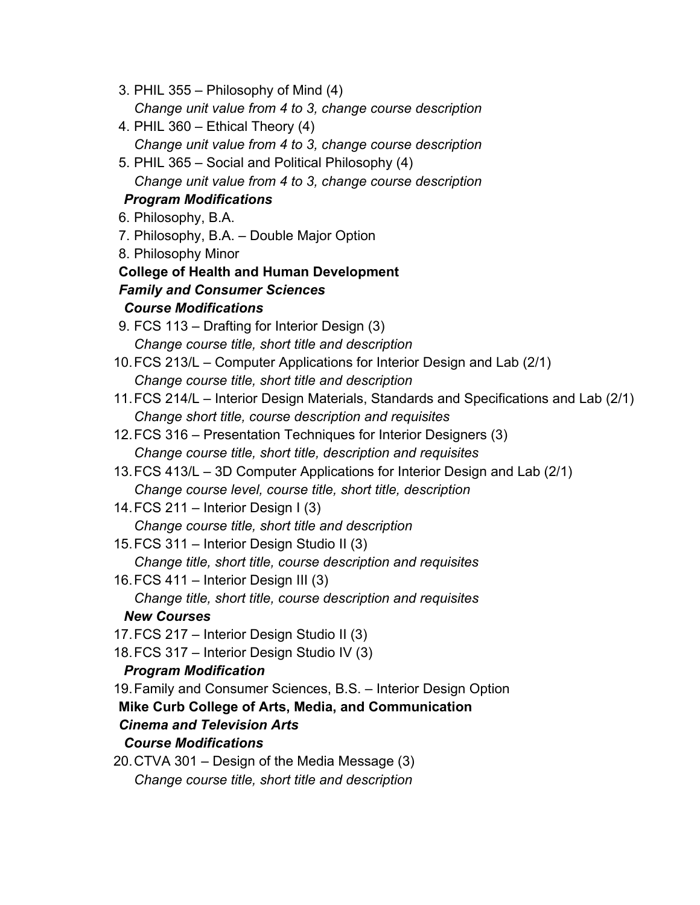3. PHIL 355 – Philosophy of Mind (4)
   *Change unit value from 4 to 3, change course description*
4. PHIL 360 – Ethical Theory (4)
   *Change unit value from 4 to 3, change course description*
5. PHIL 365 – Social and Political Philosophy (4)
   *Change unit value from 4 to 3, change course description*

***Program Modifications***

6. Philosophy, B.A.
7. Philosophy, B.A. – Double Major Option
8. Philosophy Minor

**College of Health and Human Development**

***Family and Consumer Sciences***

***Course Modifications***

9. FCS 113 – Drafting for Interior Design (3)
   *Change course title, short title and description*
10. FCS 213/L – Computer Applications for Interior Design and Lab (2/1)
    *Change course title, short title and description*
11. FCS 214/L – Interior Design Materials, Standards and Specifications and Lab (2/1)
    *Change short title, course description and requisites*
12. FCS 316 – Presentation Techniques for Interior Designers (3)
    *Change course title, short title, description and requisites*
13. FCS 413/L – 3D Computer Applications for Interior Design and Lab (2/1)
    *Change course level, course title, short title, description*
14. FCS 211 – Interior Design I (3)
    *Change course title, short title and description*
15. FCS 311 – Interior Design Studio II (3)
    *Change title, short title, course description and requisites*
16. FCS 411 – Interior Design III (3)
    *Change title, short title, course description and requisites*

***New Courses***

17. FCS 217 – Interior Design Studio II (3)
18. FCS 317 – Interior Design Studio IV (3)

***Program Modification***

19. Family and Consumer Sciences, B.S. – Interior Design Option

**Mike Curb College of Arts, Media, and Communication**

***Cinema and Television Arts***

***Course Modifications***

20. CTVA 301 – Design of the Media Message (3)
    *Change course title, short title and description*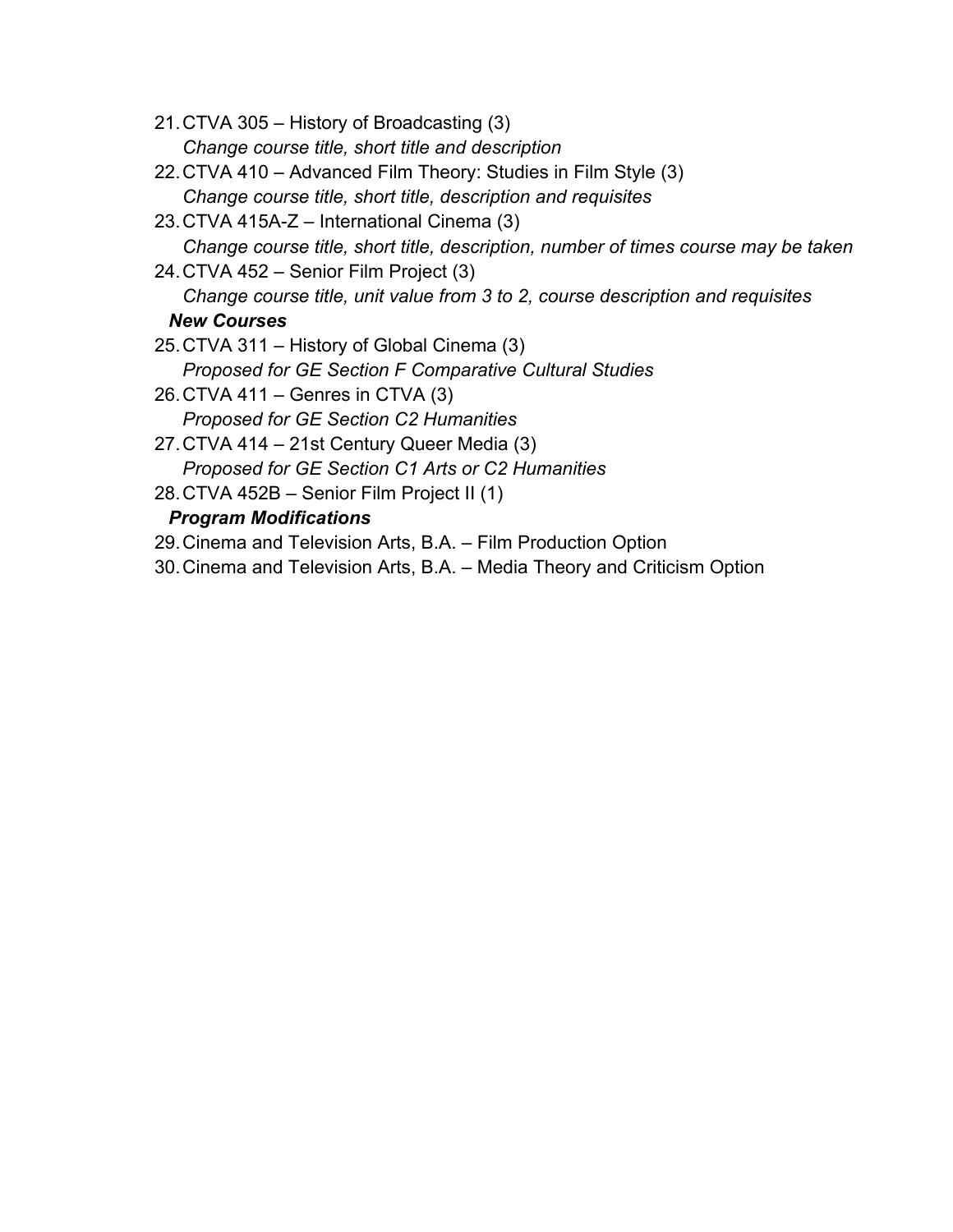21. CTVA 305 – History of Broadcasting (3)
    *Change course title, short title and description*
22. CTVA 410 – Advanced Film Theory: Studies in Film Style (3)
    *Change course title, short title, description and requisites*
23. CTVA 415A-Z – International Cinema (3)
    *Change course title, short title, description, number of times course may be taken*
24. CTVA 452 – Senior Film Project (3)
    *Change course title, unit value from 3 to 2, course description and requisites*

***New Courses***

25. CTVA 311 – History of Global Cinema (3)
    *Proposed for GE Section F Comparative Cultural Studies*
26. CTVA 411 – Genres in CTVA (3)
    *Proposed for GE Section C2 Humanities*
27. CTVA 414 – 21st Century Queer Media (3)
    *Proposed for GE Section C1 Arts or C2 Humanities*
28. CTVA 452B – Senior Film Project II (1)

***Program Modifications***

29. Cinema and Television Arts, B.A. – Film Production Option
30. Cinema and Television Arts, B.A. – Media Theory and Criticism Option